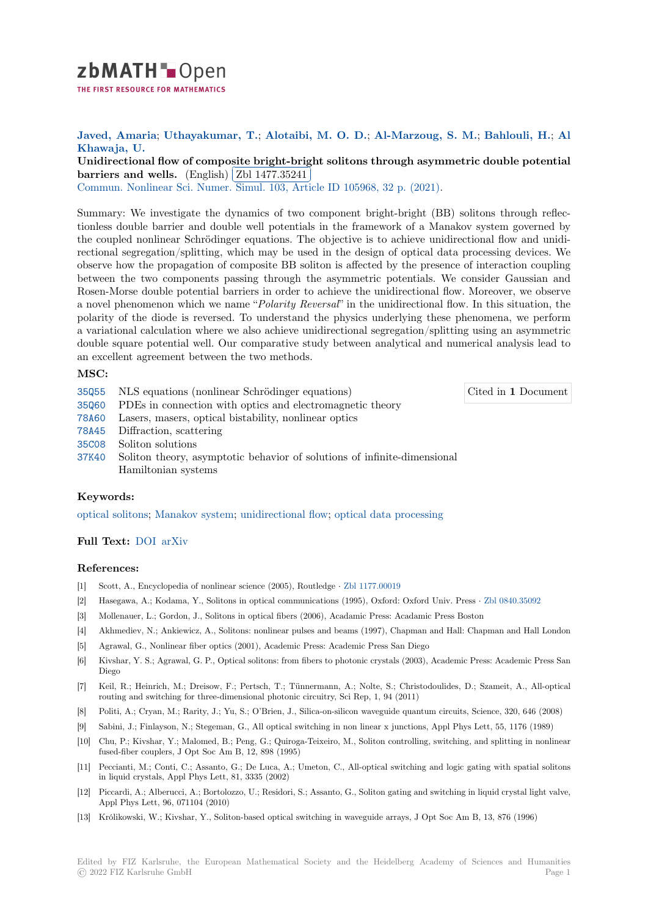**Javed, Amaria; Uthayakumar, T.; Alotaibi, M. O. D.; Al-Marzoug, S. M.; Bahlouli, H.; Al Khawaja, U.**

**Unidirectional flow of composite bright-bright solitons through asymmetric double potential barriers and wells.** (English) Zbl 1477.35241

Commun. Nonlinear Sci. Numer. Simul. 103, Article ID 105968, 32 p. (2021).

Summary: We investigate the dynamics of two component bright-bright (BB) solitons through reflectionless double barrier and double well potentials in the framework of a Manakov system governed by the coupled nonlinear Schrödinger equations. The objective is to achieve unidirectional flow and unidirectional segregation/splitting, which may be used in the design of optical data processing devices. We observe how the propagation of composite BB soliton is affected by the presence of interaction coupling between the two components passing through the asymmetric potentials. We consider Gaussian and Rosen-Morse double potential barriers in order to achieve the unidirectional flow. Moreover, we observe a novel phenomenon which we name "*Polarity Reversal*" in the unidirectional flow. In this situation, the polarity of the diode is reversed. To understand the physics underlying these phenomena, we perform a variational calculation where we also achieve unidirectional segregation/splitting using an asymmetric double square potential well. Our comparative study between analytical and numerical analysis lead to an excellent agreement between the two methods.

## MSC:

- 35Q55 NLS equations (nonlinear Schrödinger equations)
- 35Q60 PDEs in connection with optics and electromagnetic theory
- 78A60 Lasers, masers, optical bistability, nonlinear optics
- 78A45 Diffraction, scattering
- 35C08 Soliton solutions
- 37K40 Soliton theory, asymptotic behavior of solutions of infinite-dimensional Hamiltonian systems

Cited in **1** Document

## Keywords:

optical solitons; Manakov system; unidirectional flow; optical data processing

## Full Text: DOI arXiv

## References:

[1] Scott, A., Encyclopedia of nonlinear science (2005), Routledge · Zbl 1177.00019

[2] Hasegawa, A.; Kodama, Y., Solitons in optical communications (1995), Oxford: Oxford Univ. Press · Zbl 0840.35092

[3] Mollenauer, L.; Gordon, J., Solitons in optical fibers (2006), Acadamic Press: Acadamic Press Boston

[4] Akhmediev, N.; Ankiewicz, A., Solitons: nonlinear pulses and beams (1997), Chapman and Hall: Chapman and Hall London

[5] Agrawal, G., Nonlinear fiber optics (2001), Academic Press: Academic Press San Diego

[6] Kivshar, Y. S.; Agrawal, G. P., Optical solitons: from fibers to photonic crystals (2003), Academic Press: Academic Press San Diego

[7] Keil, R.; Heinrich, M.; Dreisow, F.; Pertsch, T.; Tünnermann, A.; Nolte, S.; Christodoulides, D.; Szameit, A., All-optical routing and switching for three-dimensional photonic circuitry, Sci Rep, 1, 94 (2011)

[8] Politi, A.; Cryan, M.; Rarity, J.; Yu, S.; O'Brien, J., Silica-on-silicon waveguide quantum circuits, Science, 320, 646 (2008)

[9] Sabini, J.; Finlayson, N.; Stegeman, G., All optical switching in non linear x junctions, Appl Phys Lett, 55, 1176 (1989)

[10] Chu, P.; Kivshar, Y.; Malomed, B.; Peng, G.; Quiroga-Teixeiro, M., Soliton controlling, switching, and splitting in nonlinear fused-fiber couplers, J Opt Soc Am B, 12, 898 (1995)

[11] Peccianti, M.; Conti, C.; Assanto, G.; De Luca, A.; Umeton, C., All-optical switching and logic gating with spatial solitons in liquid crystals, Appl Phys Lett, 81, 3335 (2002)

[12] Piccardi, A.; Alberucci, A.; Bortolozzo, U.; Residori, S.; Assanto, G., Soliton gating and switching in liquid crystal light valve, Appl Phys Lett, 96, 071104 (2010)

[13] Królikowski, W.; Kivshar, Y., Soliton-based optical switching in waveguide arrays, J Opt Soc Am B, 13, 876 (1996)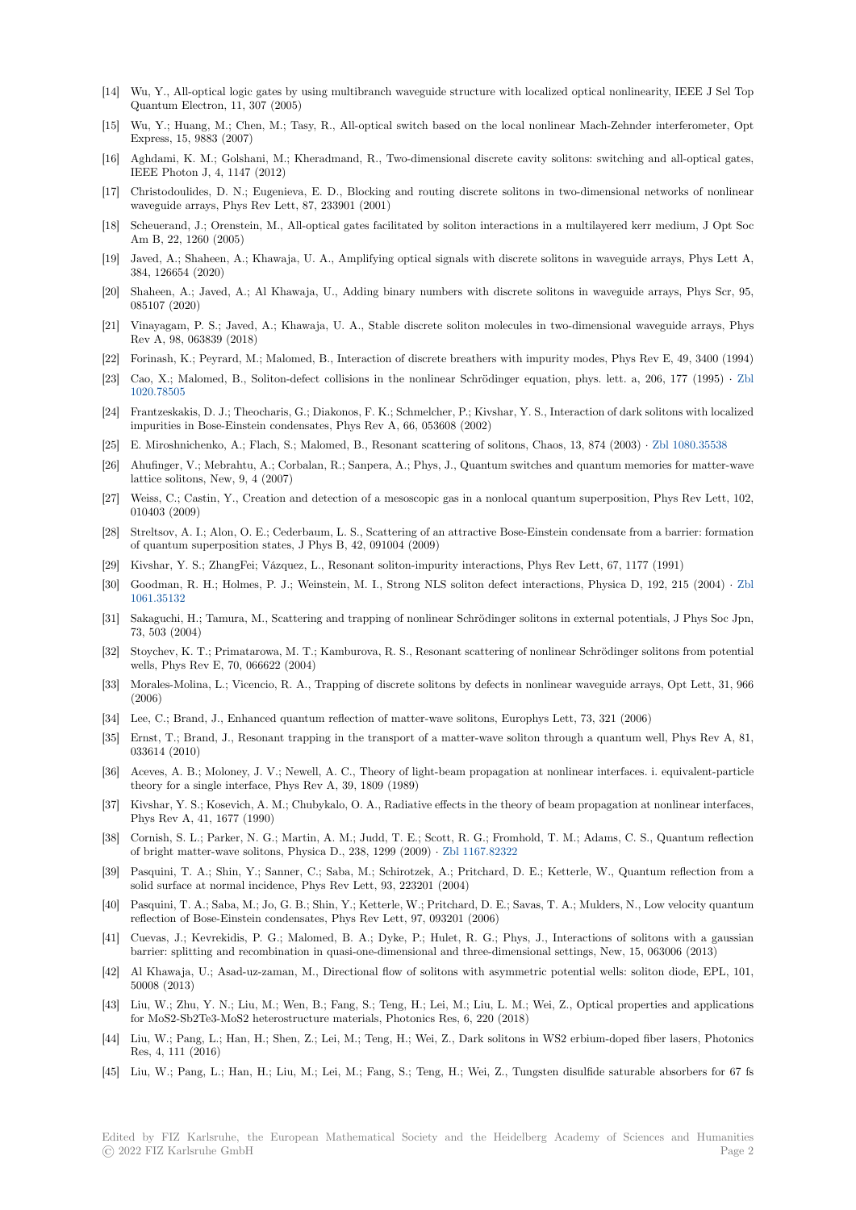- [14] Wu, Y., All-optical logic gates by using multibranch waveguide structure with localized optical nonlinearity, IEEE J Sel Top Quantum Electron, 11, 307 (2005)
- [15] Wu, Y.; Huang, M.; Chen, M.; Tasy, R., All-optical switch based on the local nonlinear Mach-Zehnder interferometer, Opt Express, 15, 9883 (2007)
- [16] Aghdami, K. M.; Golshani, M.; Kheradmand, R., Two-dimensional discrete cavity solitons: switching and all-optical gates, IEEE Photon J, 4, 1147 (2012)
- [17] Christodoulides, D. N.; Eugenieva, E. D., Blocking and routing discrete solitons in two-dimensional networks of nonlinear waveguide arrays, Phys Rev Lett, 87, 233901 (2001)
- [18] Scheuerand, J.; Orenstein, M., All-optical gates facilitated by soliton interactions in a multilayered kerr medium, J Opt Soc Am B, 22, 1260 (2005)
- [19] Javed, A.; Shaheen, A.; Khawaja, U. A., Amplifying optical signals with discrete solitons in waveguide arrays, Phys Lett A, 384, 126654 (2020)
- [20] Shaheen, A.; Javed, A.; Al Khawaja, U., Adding binary numbers with discrete solitons in waveguide arrays, Phys Scr, 95, 085107 (2020)
- [21] Vinayagam, P. S.; Javed, A.; Khawaja, U. A., Stable discrete soliton molecules in two-dimensional waveguide arrays, Phys Rev A, 98, 063839 (2018)
- [22] Forinash, K.; Peyrard, M.; Malomed, B., Interaction of discrete breathers with impurity modes, Phys Rev E, 49, 3400 (1994)
- [23] Cao, X.; Malomed, B., Soliton-defect collisions in the nonlinear Schrödinger equation, phys. lett. a, 206, 177 (1995) · Zbl 1020.78505
- [24] Frantzeskakis, D. J.; Theocharis, G.; Diakonos, F. K.; Schmelcher, P.; Kivshar, Y. S., Interaction of dark solitons with localized impurities in Bose-Einstein condensates, Phys Rev A, 66, 053608 (2002)
- [25] E. Miroshnichenko, A.; Flach, S.; Malomed, B., Resonant scattering of solitons, Chaos, 13, 874 (2003) · Zbl 1080.35538
- [26] Ahufinger, V.; Mebrahtu, A.; Corbalan, R.; Sanpera, A.; Phys, J., Quantum switches and quantum memories for matter-wave lattice solitons, New, 9, 4 (2007)
- [27] Weiss, C.; Castin, Y., Creation and detection of a mesoscopic gas in a nonlocal quantum superposition, Phys Rev Lett, 102, 010403 (2009)
- [28] Streltsov, A. I.; Alon, O. E.; Cederbaum, L. S., Scattering of an attractive Bose-Einstein condensate from a barrier: formation of quantum superposition states, J Phys B, 42, 091004 (2009)
- [29] Kivshar, Y. S.; ZhangFei; Vázquez, L., Resonant soliton-impurity interactions, Phys Rev Lett, 67, 1177 (1991)
- [30] Goodman, R. H.; Holmes, P. J.; Weinstein, M. I., Strong NLS soliton defect interactions, Physica D, 192, 215 (2004) · Zbl 1061.35132
- [31] Sakaguchi, H.; Tamura, M., Scattering and trapping of nonlinear Schrödinger solitons in external potentials, J Phys Soc Jpn, 73, 503 (2004)
- [32] Stoychev, K. T.; Primatarowa, M. T.; Kamburova, R. S., Resonant scattering of nonlinear Schrödinger solitons from potential wells, Phys Rev E, 70, 066622 (2004)
- [33] Morales-Molina, L.; Vicencio, R. A., Trapping of discrete solitons by defects in nonlinear waveguide arrays, Opt Lett, 31, 966 (2006)
- [34] Lee, C.; Brand, J., Enhanced quantum reflection of matter-wave solitons, Europhys Lett, 73, 321 (2006)
- [35] Ernst, T.; Brand, J., Resonant trapping in the transport of a matter-wave soliton through a quantum well, Phys Rev A, 81, 033614 (2010)
- [36] Aceves, A. B.; Moloney, J. V.; Newell, A. C., Theory of light-beam propagation at nonlinear interfaces. i. equivalent-particle theory for a single interface, Phys Rev A, 39, 1809 (1989)
- [37] Kivshar, Y. S.; Kosevich, A. M.; Chubykalo, O. A., Radiative effects in the theory of beam propagation at nonlinear interfaces, Phys Rev A, 41, 1677 (1990)
- [38] Cornish, S. L.; Parker, N. G.; Martin, A. M.; Judd, T. E.; Scott, R. G.; Fromhold, T. M.; Adams, C. S., Quantum reflection of bright matter-wave solitons, Physica D., 238, 1299 (2009) · Zbl 1167.82322
- [39] Pasquini, T. A.; Shin, Y.; Sanner, C.; Saba, M.; Schirotzek, A.; Pritchard, D. E.; Ketterle, W., Quantum reflection from a solid surface at normal incidence, Phys Rev Lett, 93, 223201 (2004)
- [40] Pasquini, T. A.; Saba, M.; Jo, G. B.; Shin, Y.; Ketterle, W.; Pritchard, D. E.; Savas, T. A.; Mulders, N., Low velocity quantum reflection of Bose-Einstein condensates, Phys Rev Lett, 97, 093201 (2006)
- [41] Cuevas, J.; Kevrekidis, P. G.; Malomed, B. A.; Dyke, P.; Hulet, R. G.; Phys, J., Interactions of solitons with a gaussian barrier: splitting and recombination in quasi-one-dimensional and three-dimensional settings, New, 15, 063006 (2013)
- [42] Al Khawaja, U.; Asad-uz-zaman, M., Directional flow of solitons with asymmetric potential wells: soliton diode, EPL, 101, 50008 (2013)
- [43] Liu, W.; Zhu, Y. N.; Liu, M.; Wen, B.; Fang, S.; Teng, H.; Lei, M.; Liu, L. M.; Wei, Z., Optical properties and applications for MoS2-Sb2Te3-MoS2 heterostructure materials, Photonics Res, 6, 220 (2018)
- [44] Liu, W.; Pang, L.; Han, H.; Shen, Z.; Lei, M.; Teng, H.; Wei, Z., Dark solitons in WS2 erbium-doped fiber lasers, Photonics Res, 4, 111 (2016)
- [45] Liu, W.; Pang, L.; Han, H.; Liu, M.; Lei, M.; Fang, S.; Teng, H.; Wei, Z., Tungsten disulfide saturable absorbers for 67 fs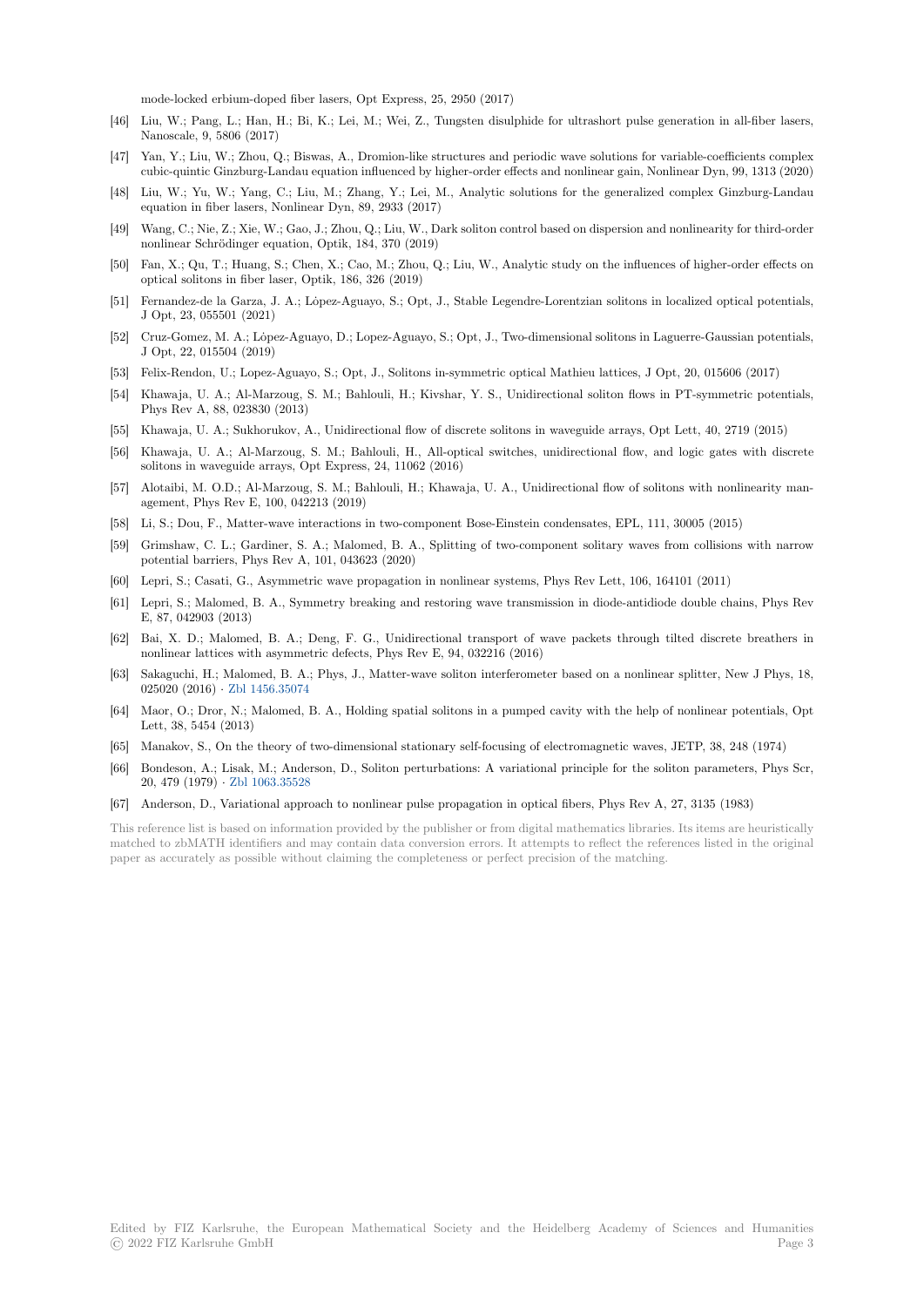mode-locked erbium-doped fiber lasers, Opt Express, 25, 2950 (2017)

[46] Liu, W.; Pang, L.; Han, H.; Bi, K.; Lei, M.; Wei, Z., Tungsten disulphide for ultrashort pulse generation in all-fiber lasers, Nanoscale, 9, 5806 (2017)

[47] Yan, Y.; Liu, W.; Zhou, Q.; Biswas, A., Dromion-like structures and periodic wave solutions for variable-coefficients complex cubic-quintic Ginzburg-Landau equation influenced by higher-order effects and nonlinear gain, Nonlinear Dyn, 99, 1313 (2020)

[48] Liu, W.; Yu, W.; Yang, C.; Liu, M.; Zhang, Y.; Lei, M., Analytic solutions for the generalized complex Ginzburg-Landau equation in fiber lasers, Nonlinear Dyn, 89, 2933 (2017)

[49] Wang, C.; Nie, Z.; Xie, W.; Gao, J.; Zhou, Q.; Liu, W., Dark soliton control based on dispersion and nonlinearity for third-order nonlinear Schrödinger equation, Optik, 184, 370 (2019)

[50] Fan, X.; Qu, T.; Huang, S.; Chen, X.; Cao, M.; Zhou, Q.; Liu, W., Analytic study on the influences of higher-order effects on optical solitons in fiber laser, Optik, 186, 326 (2019)

[51] Fernandez-de la Garza, J. A.; Lòpez-Aguayo, S.; Opt, J., Stable Legendre-Lorentzian solitons in localized optical potentials, J Opt, 23, 055501 (2021)

[52] Cruz-Gomez, M. A.; Lòpez-Aguayo, D.; Lopez-Aguayo, S.; Opt, J., Two-dimensional solitons in Laguerre-Gaussian potentials, J Opt, 22, 015504 (2019)

[53] Felix-Rendon, U.; Lopez-Aguayo, S.; Opt, J., Solitons in-symmetric optical Mathieu lattices, J Opt, 20, 015606 (2017)

[54] Khawaja, U. A.; Al-Marzoug, S. M.; Bahlouli, H.; Kivshar, Y. S., Unidirectional soliton flows in PT-symmetric potentials, Phys Rev A, 88, 023830 (2013)

[55] Khawaja, U. A.; Sukhorukov, A., Unidirectional flow of discrete solitons in waveguide arrays, Opt Lett, 40, 2719 (2015)

[56] Khawaja, U. A.; Al-Marzoug, S. M.; Bahlouli, H., All-optical switches, unidirectional flow, and logic gates with discrete solitons in waveguide arrays, Opt Express, 24, 11062 (2016)

[57] Alotaibi, M. O.D.; Al-Marzoug, S. M.; Bahlouli, H.; Khawaja, U. A., Unidirectional flow of solitons with nonlinearity management, Phys Rev E, 100, 042213 (2019)

[58] Li, S.; Dou, F., Matter-wave interactions in two-component Bose-Einstein condensates, EPL, 111, 30005 (2015)

[59] Grimshaw, C. L.; Gardiner, S. A.; Malomed, B. A., Splitting of two-component solitary waves from collisions with narrow potential barriers, Phys Rev A, 101, 043623 (2020)

[60] Lepri, S.; Casati, G., Asymmetric wave propagation in nonlinear systems, Phys Rev Lett, 106, 164101 (2011)

[61] Lepri, S.; Malomed, B. A., Symmetry breaking and restoring wave transmission in diode-antidiode double chains, Phys Rev E, 87, 042903 (2013)

[62] Bai, X. D.; Malomed, B. A.; Deng, F. G., Unidirectional transport of wave packets through tilted discrete breathers in nonlinear lattices with asymmetric defects, Phys Rev E, 94, 032216 (2016)

[63] Sakaguchi, H.; Malomed, B. A.; Phys, J., Matter-wave soliton interferometer based on a nonlinear splitter, New J Phys, 18, 025020 (2016) · Zbl 1456.35074

[64] Maor, O.; Dror, N.; Malomed, B. A., Holding spatial solitons in a pumped cavity with the help of nonlinear potentials, Opt Lett, 38, 5454 (2013)

[65] Manakov, S., On the theory of two-dimensional stationary self-focusing of electromagnetic waves, JETP, 38, 248 (1974)

[66] Bondeson, A.; Lisak, M.; Anderson, D., Soliton perturbations: A variational principle for the soliton parameters, Phys Scr, 20, 479 (1979) · Zbl 1063.35528

[67] Anderson, D., Variational approach to nonlinear pulse propagation in optical fibers, Phys Rev A, 27, 3135 (1983)

This reference list is based on information provided by the publisher or from digital mathematics libraries. Its items are heuristically matched to zbMATH identifiers and may contain data conversion errors. It attempts to reflect the references listed in the original paper as accurately as possible without claiming the completeness or perfect precision of the matching.